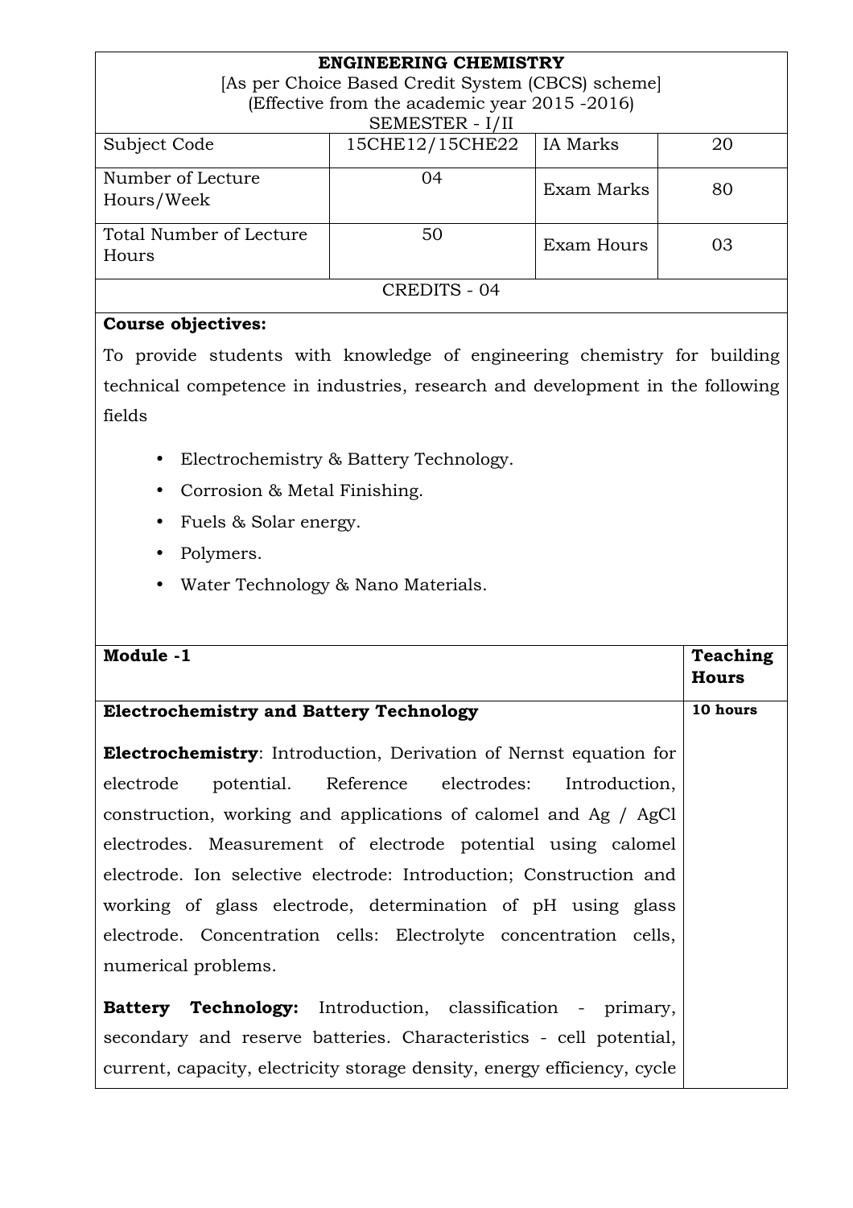**ENGINEERING CHEMISTRY**
[As per Choice Based Credit System (CBCS) scheme]
(Effective from the academic year 2015 -2016)
SEMESTER - I/II

| Subject Code | 15CHE12/15CHE22 | IA Marks | 20 |
|---|---|---|---|
| Number of Lecture Hours/Week | 04 | Exam Marks | 80 |
| Total Number of Lecture Hours | 50 | Exam Hours | 03 |

CREDITS - 04

**Course objectives:**

To provide students with knowledge of engineering chemistry for building technical competence in industries, research and development in the following fields

- Electrochemistry & Battery Technology.
- Corrosion & Metal Finishing.
- Fuels & Solar energy.
- Polymers.
- Water Technology & Nano Materials.

| **Module -1** | **Teaching Hours** |
|---|---|
| **Electrochemistry and Battery Technology** | **10 hours** |
| **Electrochemistry**: Introduction, Derivation of Nernst equation for electrode potential. Reference electrodes: Introduction, construction, working and applications of calomel and Ag / AgCl electrodes. Measurement of electrode potential using calomel electrode. Ion selective electrode: Introduction; Construction and working of glass electrode, determination of pH using glass electrode. Concentration cells: Electrolyte concentration cells, numerical problems. | |
| **Battery Technology:** Introduction, classification - primary, secondary and reserve batteries. Characteristics - cell potential, current, capacity, electricity storage density, energy efficiency, cycle | |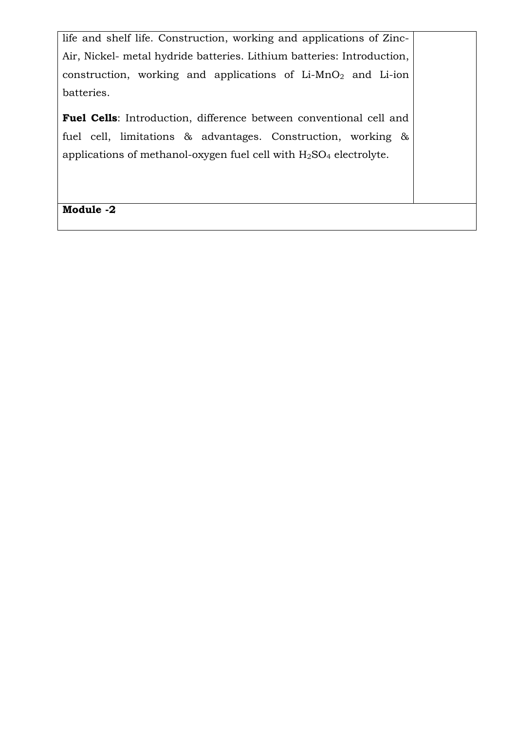| | |
|---|---|
| life and shelf life. Construction, working and applications of Zinc-Air, Nickel- metal hydride batteries. Lithium batteries: Introduction, construction, working and applications of Li-$MnO_2$ and Li-ion batteries.<br><br>**Fuel Cells**: Introduction, difference between conventional cell and fuel cell, limitations & advantages. Construction, working & applications of methanol-oxygen fuel cell with $H_2SO_4$ electrolyte. | |
| **Module -2** | |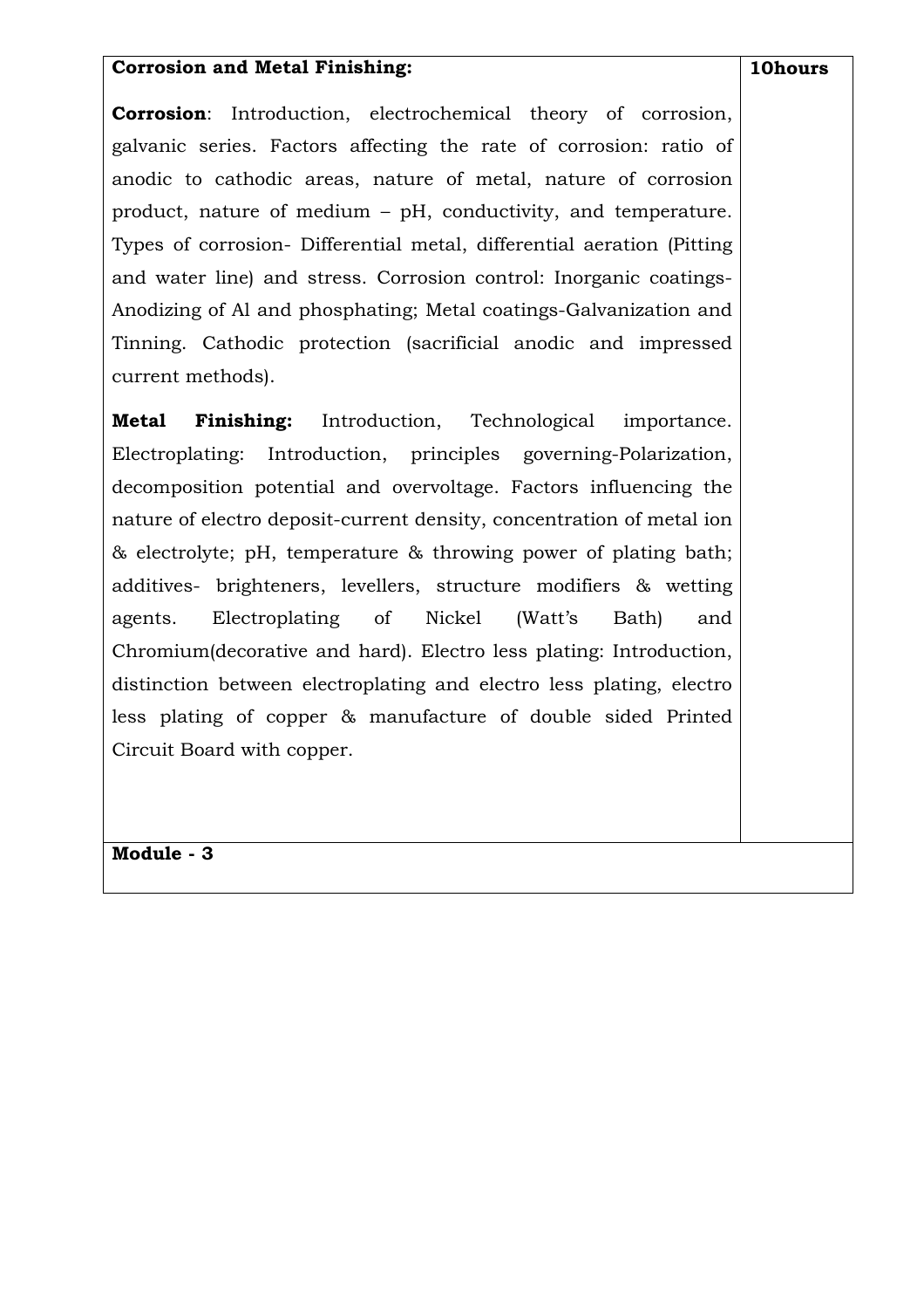| **Corrosion and Metal Finishing:** | **10hours** |
|---|---|
| **Corrosion**: Introduction, electrochemical theory of corrosion, galvanic series. Factors affecting the rate of corrosion: ratio of anodic to cathodic areas, nature of metal, nature of corrosion product, nature of medium – pH, conductivity, and temperature. Types of corrosion- Differential metal, differential aeration (Pitting and water line) and stress. Corrosion control: Inorganic coatings-Anodizing of Al and phosphating; Metal coatings-Galvanization and Tinning. Cathodic protection (sacrificial anodic and impressed current methods).<br><br>**Metal Finishing:** Introduction, Technological importance. Electroplating: Introduction, principles governing-Polarization, decomposition potential and overvoltage. Factors influencing the nature of electro deposit-current density, concentration of metal ion & electrolyte; pH, temperature & throwing power of plating bath; additives- brighteners, levellers, structure modifiers & wetting agents. Electroplating of Nickel (Watt's Bath) and Chromium(decorative and hard). Electro less plating: Introduction, distinction between electroplating and electro less plating, electro less plating of copper & manufacture of double sided Printed Circuit Board with copper. | |
| **Module - 3** | |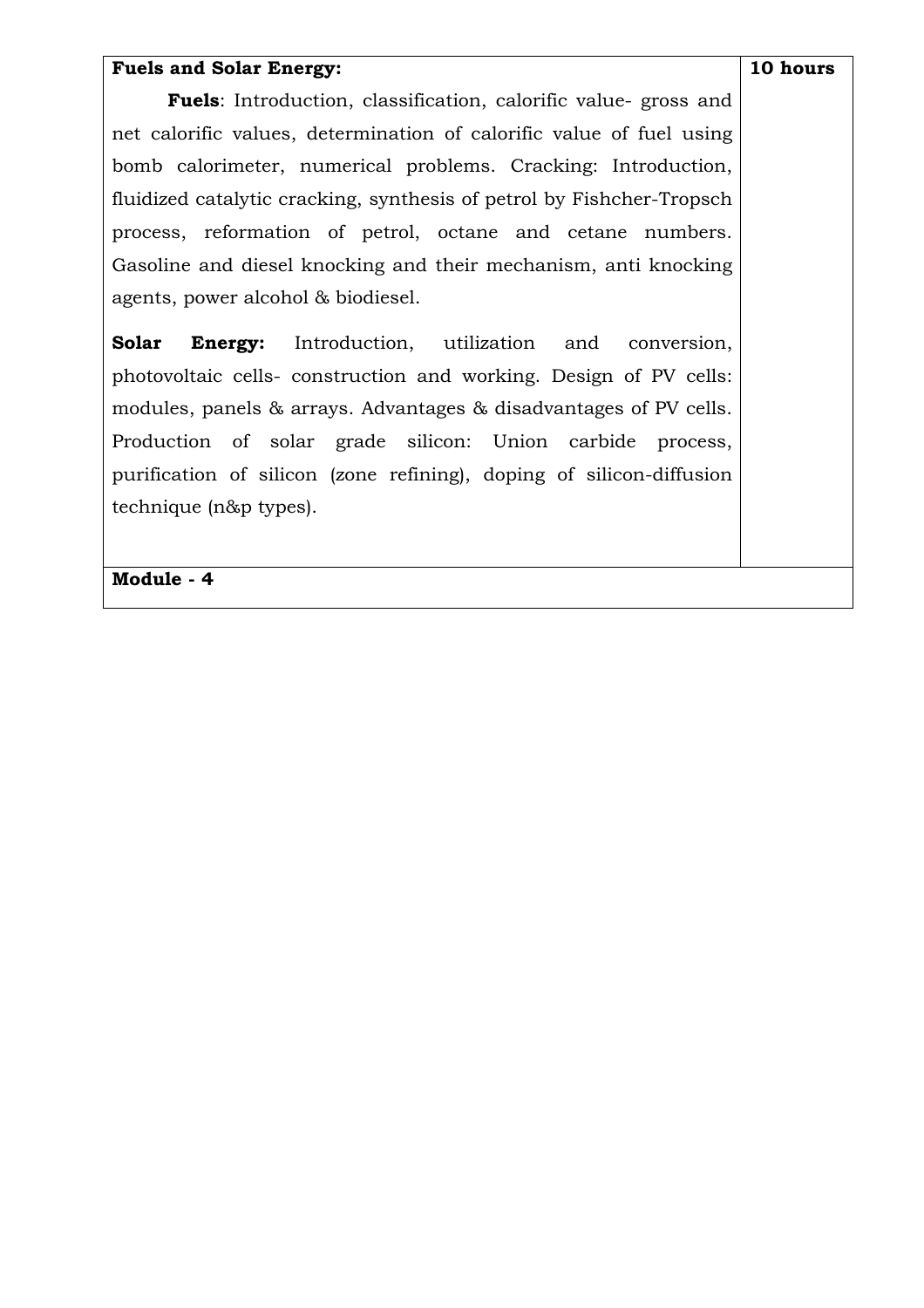| **Fuels and Solar Energy:**<br><br>**Fuels**: Introduction, classification, calorific value- gross and net calorific values, determination of calorific value of fuel using bomb calorimeter, numerical problems. Cracking: Introduction, fluidized catalytic cracking, synthesis of petrol by Fishcher-Tropsch process, reformation of petrol, octane and cetane numbers. Gasoline and diesel knocking and their mechanism, anti knocking agents, power alcohol & biodiesel.<br><br>**Solar Energy:** Introduction, utilization and conversion, photovoltaic cells- construction and working. Design of PV cells: modules, panels & arrays. Advantages & disadvantages of PV cells. Production of solar grade silicon: Union carbide process, purification of silicon (zone refining), doping of silicon-diffusion technique (n&p types). | **10 hours** |
| --- | --- |
| **Module - 4** | |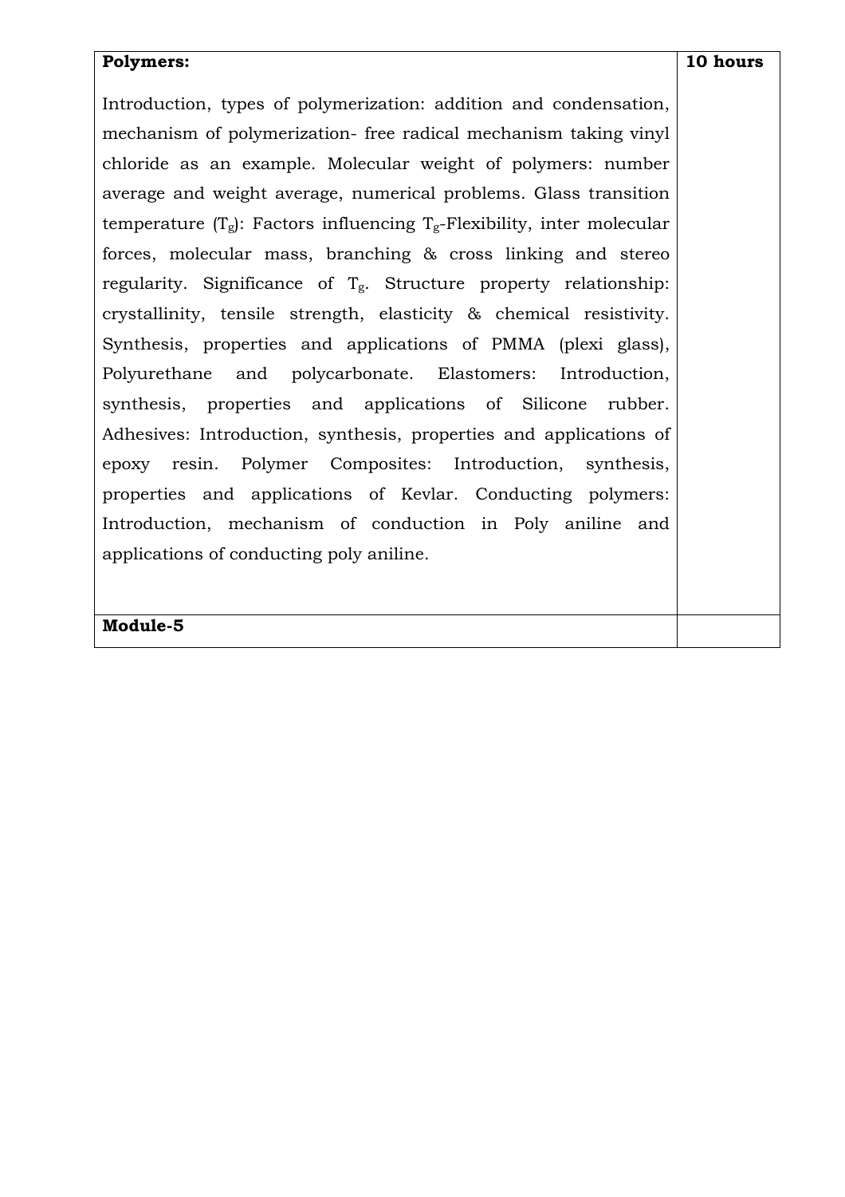| **Polymers:**<br><br>Introduction, types of polymerization: addition and condensation, mechanism of polymerization- free radical mechanism taking vinyl chloride as an example. Molecular weight of polymers: number average and weight average, numerical problems. Glass transition temperature ($T_g$): Factors influencing $T_g$-Flexibility, inter molecular forces, molecular mass, branching & cross linking and stereo regularity. Significance of $T_g$. Structure property relationship: crystallinity, tensile strength, elasticity & chemical resistivity. Synthesis, properties and applications of PMMA (plexi glass), Polyurethane and polycarbonate. Elastomers: Introduction, synthesis, properties and applications of Silicone rubber. Adhesives: Introduction, synthesis, properties and applications of epoxy resin. Polymer Composites: Introduction, synthesis, properties and applications of Kevlar. Conducting polymers: Introduction, mechanism of conduction in Poly aniline and applications of conducting poly aniline. | **10 hours** |
|---|---|
| **Module-5** | |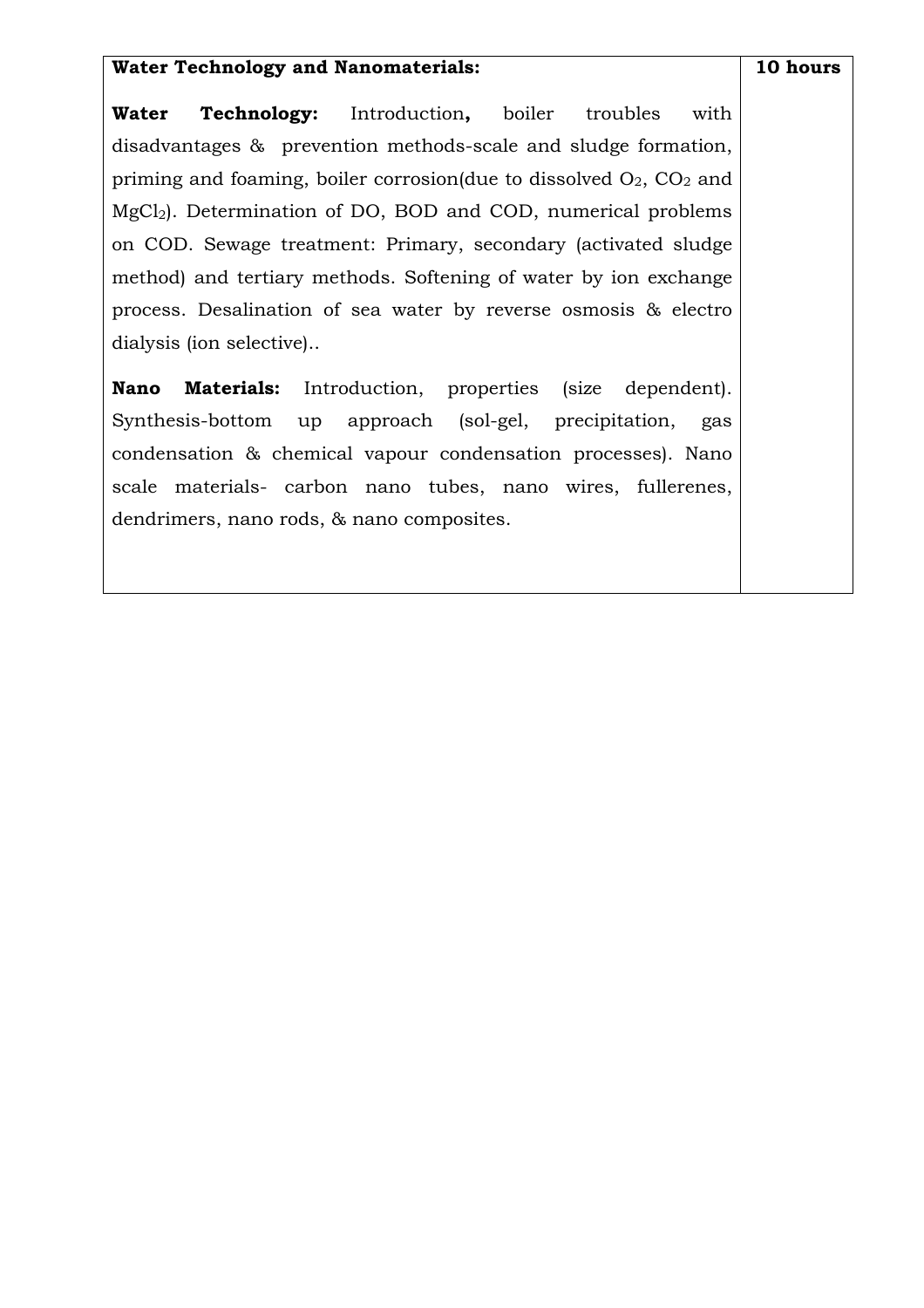| **Water Technology and Nanomaterials:**<br><br>**Water Technology:** Introduction**,** boiler troubles with disadvantages & prevention methods-scale and sludge formation, priming and foaming, boiler corrosion(due to dissolved $O_2$, $CO_2$ and $MgCl_2$). Determination of DO, BOD and COD, numerical problems on COD. Sewage treatment: Primary, secondary (activated sludge method) and tertiary methods. Softening of water by ion exchange process. Desalination of sea water by reverse osmosis & electro dialysis (ion selective)..<br><br>**Nano Materials:** Introduction, properties (size dependent). Synthesis-bottom up approach (sol-gel, precipitation, gas condensation & chemical vapour condensation processes). Nano scale materials- carbon nano tubes, nano wires, fullerenes, dendrimers, nano rods, & nano composites. | **10 hours** |
|---|---|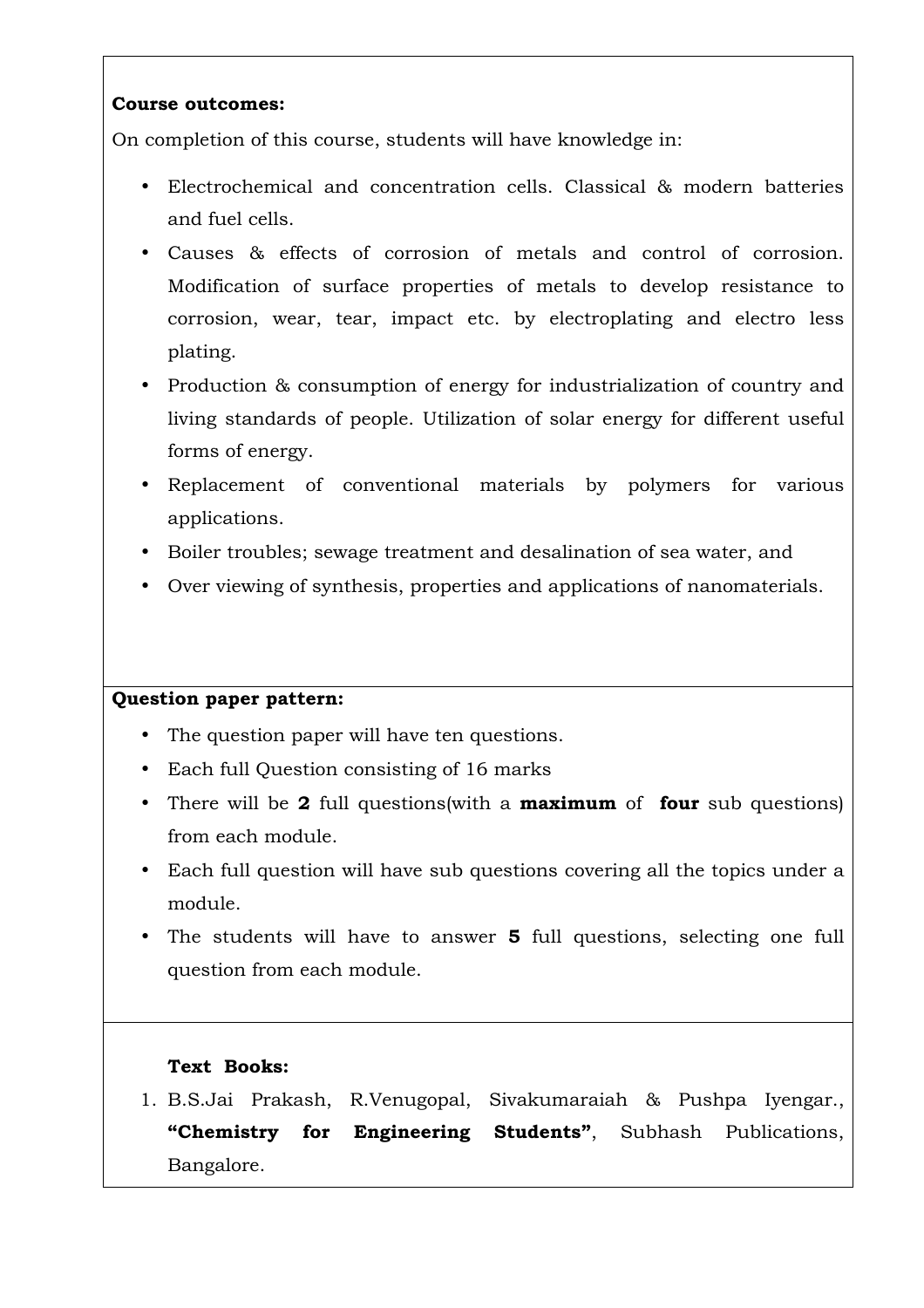**Course outcomes:**

On completion of this course, students will have knowledge in:

- Electrochemical and concentration cells. Classical & modern batteries and fuel cells.
- Causes & effects of corrosion of metals and control of corrosion. Modification of surface properties of metals to develop resistance to corrosion, wear, tear, impact etc. by electroplating and electro less plating.
- Production & consumption of energy for industrialization of country and living standards of people. Utilization of solar energy for different useful forms of energy.
- Replacement of conventional materials by polymers for various applications.
- Boiler troubles; sewage treatment and desalination of sea water, and
- Over viewing of synthesis, properties and applications of nanomaterials.

**Question paper pattern:**

- The question paper will have ten questions.
- Each full Question consisting of 16 marks
- There will be **2** full questions(with a **maximum** of **four** sub questions) from each module.
- Each full question will have sub questions covering all the topics under a module.
- The students will have to answer **5** full questions, selecting one full question from each module.

**Text Books:**

1. B.S.Jai Prakash, R.Venugopal, Sivakumaraiah & Pushpa Iyengar., **"Chemistry for Engineering Students"**, Subhash Publications, Bangalore.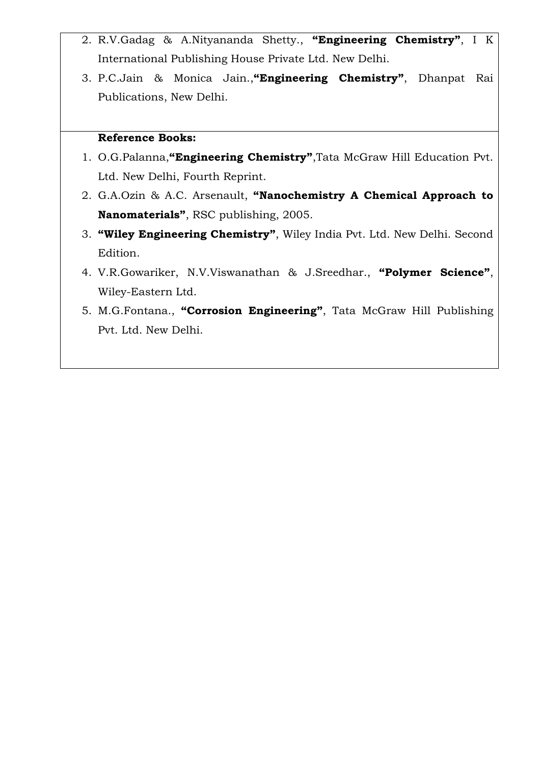2. R.V.Gadag & A.Nityananda Shetty., **"Engineering Chemistry"**, I K International Publishing House Private Ltd. New Delhi.
3. P.C.Jain & Monica Jain.,**"Engineering Chemistry"**, Dhanpat Rai Publications, New Delhi.

**Reference Books:**

1. O.G.Palanna,**"Engineering Chemistry"**,Tata McGraw Hill Education Pvt. Ltd. New Delhi, Fourth Reprint.
2. G.A.Ozin & A.C. Arsenault, **"Nanochemistry A Chemical Approach to Nanomaterials"**, RSC publishing, 2005.
3. **"Wiley Engineering Chemistry"**, Wiley India Pvt. Ltd. New Delhi. Second Edition.
4. V.R.Gowariker, N.V.Viswanathan & J.Sreedhar., **"Polymer Science"**, Wiley-Eastern Ltd.
5. M.G.Fontana., **"Corrosion Engineering"**, Tata McGraw Hill Publishing Pvt. Ltd. New Delhi.